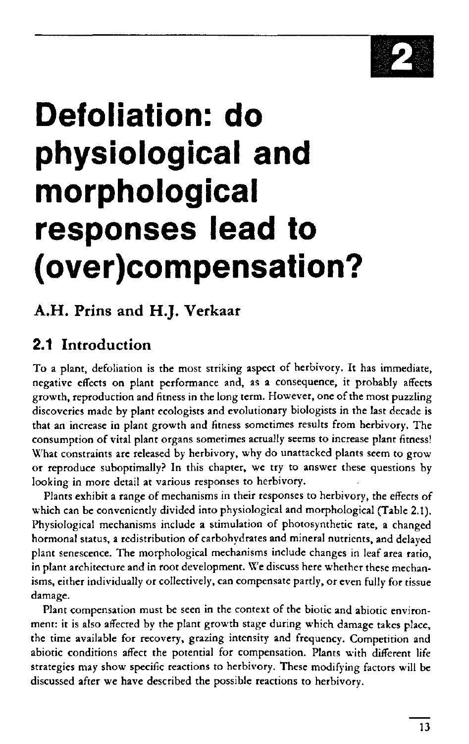# 2

# Defoliation: do physiological and morphological responses lead to (over)compensation?

**A.H. Prins and H.J. Verkaar**

## 2.1 Introduction

To a plant, defoliation is the most striking aspect of herbivory. It has immediate, negative effects on plant performance and, as a consequence, it probably affects growth, reproduction and fitness in the long term. However, one of the most puzzling discoveries made by plant ecologists and evolutionary biologists in the last decade is that an increase in plant growth and fitness sometimes results from herbivory. The consumption of vital plant organs sometimes actually seems to increase plant fitness! What constraints are released by herbivory, why do unattacked plants seem to grow or reproduce suboptimally? In this chapter, we try to answer these questions by looking in more detail at various responses to herbivory.

Plants exhibit a range of mechanisms in their responses to herbivory, the effects of which can be conveniently divided into physiological and morphological (Table 2.1). Physiological mechanisms include a stimulation of photosynthetic rate, a changed hormonal status, a redistribution of carbohydrates and mineral nutrients, and delayed plant senescence. The morphological mechanisms include changes in leaf area ratio, in plant architecture and in root development. We discuss here whether these mechanisms, either individually or collectively, can compensate partly, or even fully for tissue damage.

Plant compensation must be seen in the context of the biotic and abiotic environment: it is also affected by the plant growth stage during which damage takes place, the time available for recovery, grazing intensity and frequency. Competition and abiotic conditions affect the potential for compensation. Plants with different life strategies may show specific reactions to herbivory. These modifying factors will be discussed after we have described the possible reactions to herbivory.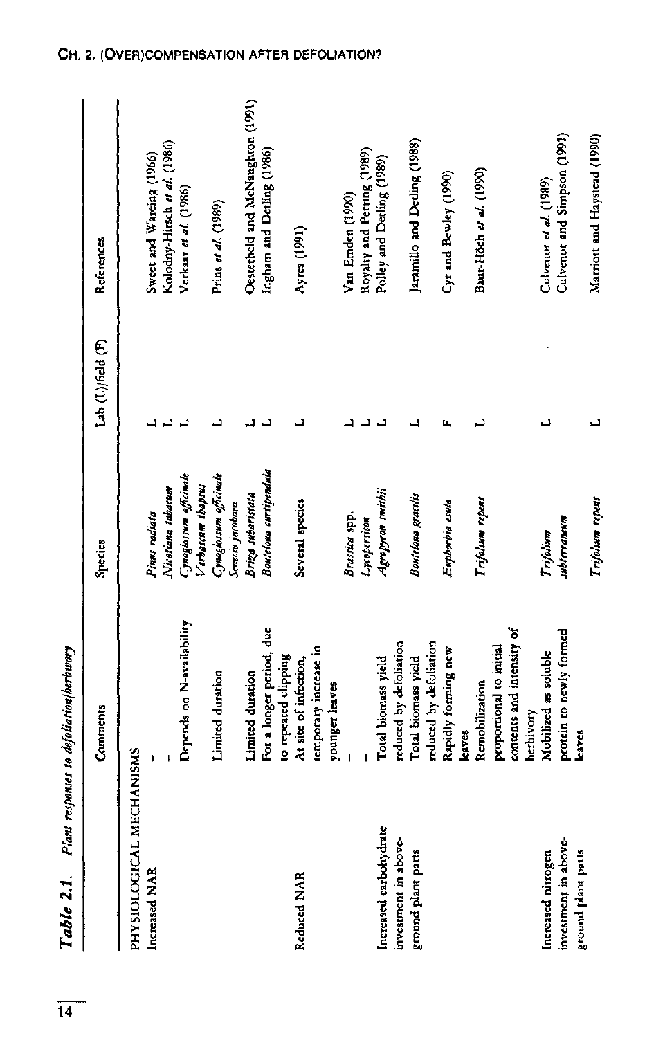**Table 2.1.** *Plant responses to defoliation/herbivory*

| | Comments | Species | Lab (L)/field (F) | References |
|---|---|---|---|---|
| PHYSIOLOGICAL MECHANISMS | | | | |
| Increased NAR | – | *Pinus radiata* | L | Sweet and Wareing (1966) |
| | – | *Nicotiana tabacum* | L | Kolodny-Hirsch *et al.* (1986) |
| | Depends on N-availability | *Cynoglossum officinale*<br>*Verbascum thapsus* | L | Verkaar *et al.* (1986) |
| | Limited duration | *Cynoglossum officinale*<br>*Senecio jacobaea* | L | Prins *et al.* (1989) |
| | Limited duration | *Briza subaristata* | L | Oesterheld and McNaughton (1991) |
| | For a longer period, due to repeated clipping | *Bouteloua curtipendula* | L | Ingham and Detling (1986) |
| Reduced NAR | At site of infection, temporary increase in younger leaves | Several species | L | Ayres (1991) |
| | – | *Brassica* spp. | L | Van Emden (1990) |
| | – | *Lycopersicon* | L | Royalty and Perring (1989) |
| Increased carbohydrate investment in above-ground plant parts | Total biomass yield reduced by defoliation | *Agropyron smithii* | L | Polley and Detling (1989) |
| | Total biomass yield reduced by defoliation | *Bouteloua gracilis* | L | Jaramillo and Detling (1988) |
| | Rapidly forming new leaves | *Euphorbia esula* | F | Cyr and Bewley (1990) |
| | Remobilization proportional to initial contents and intensity of herbivory | *Trifolium repens* | L | Baur-Höch *et al.* (1990) |
| Increased nitrogen investment in above-ground plant parts | Mobilized as soluble protein to newly formed leaves | *Trifolium subterraneum* | L | Culvenor *et al.* (1989)<br>Culvenor and Simpson (1991) |
| | | *Trifolium repens* | L | Marriott and Haystead (1990) |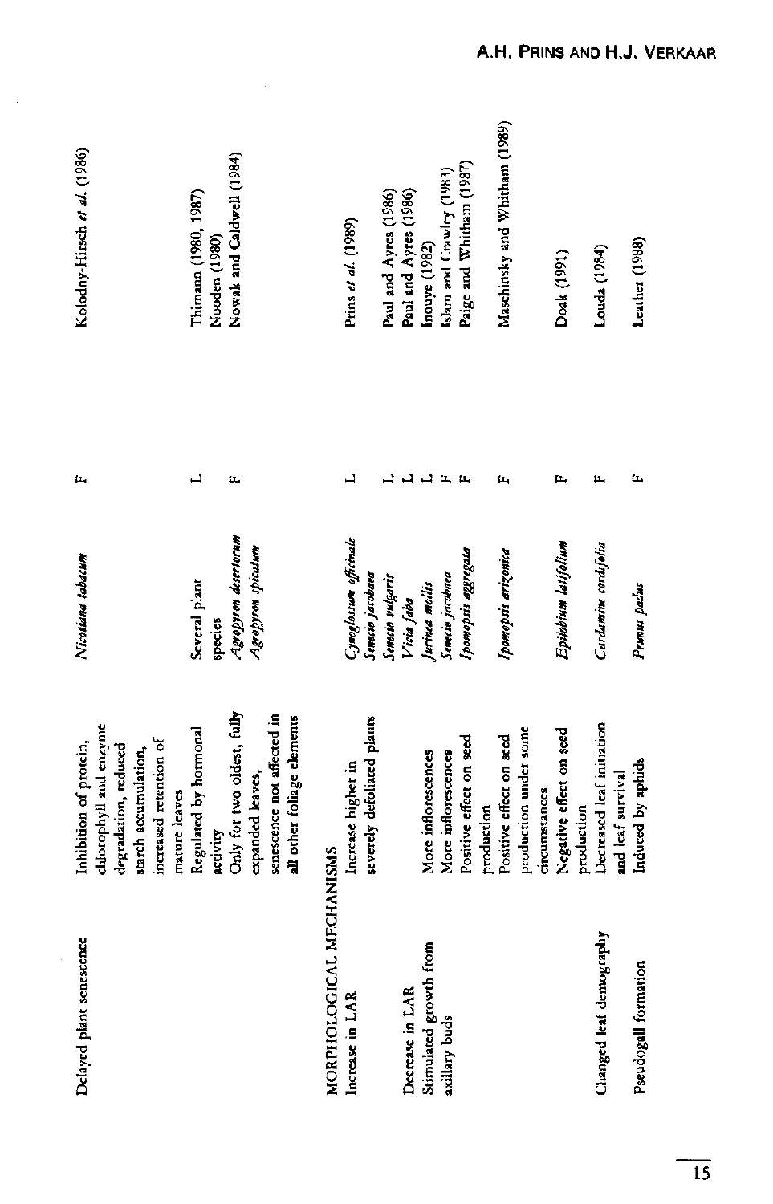| | | | | |
|---|---|---|---|---|
| Delayed plant senescence | Inhibition of protein, chlorophyll and enzyme degradation, reduced starch accumulation, increased retention of mature leaves | *Nicotiana tabacum* | F | Kolodny-Hirsch *et al.* (1986) |
| | Regulated by hormonal activity | Several plant species | L | Thimann (1980, 1987) Nooden (1980) |
| | Only for two oldest, fully expanded leaves, senescence not affected in all other foliage elements | *Agropyron desertorum* *Agropyron spicatum* | F | Nowak and Caldwell (1984) |
| MORPHOLOGICAL MECHANISMS | | | | |
| Increase in LAR | Increase higher in severely defoliated plants | *Cynoglossum officinale* | L | Prins *et al.* (1989) |
| | | *Senecio jacobaea* | | |
| | | *Senecio vulgaris* | L | Paul and Ayres (1986) |
| Decrease in LAR | | *Vicia faba* | L | Paul and Ayres (1986) |
| Stimulated growth from axillary buds | More inflorescences | *Jurinea mollis* | L | Inouye (1982) |
| | More inflorescences | *Senecio jacobaea* | F | Islam and Crawley (1983) |
| | Positive effect on seed production | *Ipomopsis aggregata* | F | Paige and Whitham (1987) |
| | Positive effect on seed production under some circumstances | *Ipomopsis arizonica* | F | Maschinsky and Whitham (1989) |
| | Negative effect on seed production | *Epilobium latifolium* | F | Doak (1991) |
| Changed leaf demography | Decreased leaf initiation and leaf survival | *Cardamine cordifolia* | F | Louda (1984) |
| Pseudogall formation | Induced by aphids | *Prunus padus* | F | Leather (1988) |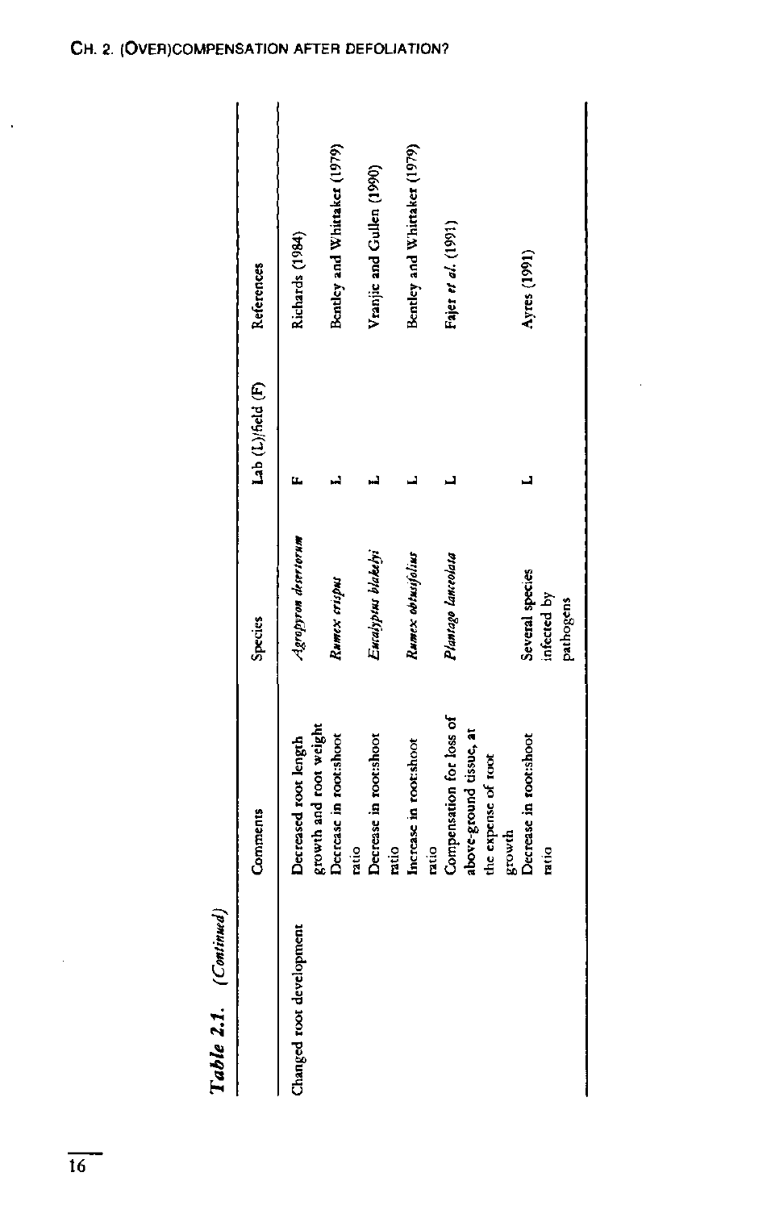**Table 2.1.** *(Continued)*

| | Comments | Species | Lab (L)/field (F) | References |
|---|---|---|---|---|
| Changed root development | Decreased root length growth and root weight | *Agropyron desertorum* | F | Richards (1984) |
| | Decrease in root:shoot ratio | *Rumex crispus* | L | Bentley and Whittaker (1979) |
| | Decrease in root:shoot ratio | *Eucalyptus blakelyi* | L | Vranjic and Gullen (1990) |
| | Increase in root:shoot ratio | *Rumex obtusifolius* | L | Bentley and Whittaker (1979) |
| | Compensation for loss of above-ground tissue, at the expense of root growth | *Plantago lanceolata* | L | Fajer *et al.* (1991) |
| | Decrease in root:shoot ratio | Several species infected by pathogens | L | Ayres (1991) |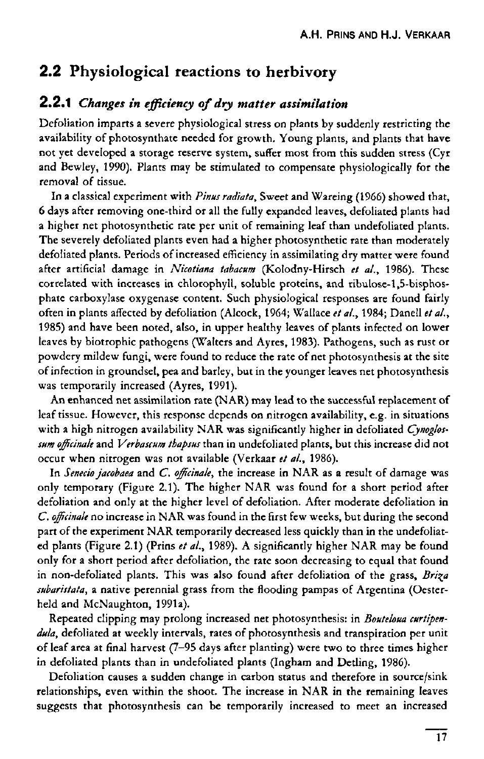## 2.2 Physiological reactions to herbivory

### 2.2.1 *Changes in efficiency of dry matter assimilation*

Defoliation imparts a severe physiological stress on plants by suddenly restricting the availability of photosynthate needed for growth. Young plants, and plants that have not yet developed a storage reserve system, suffer most from this sudden stress (Cyr and Bewley, 1990). Plants may be stimulated to compensate physiologically for the removal of tissue.

In a classical experiment with *Pinus radiata*, Sweet and Wareing (1966) showed that, 6 days after removing one-third or all the fully expanded leaves, defoliated plants had a higher net photosynthetic rate per unit of remaining leaf than undefoliated plants. The severely defoliated plants even had a higher photosynthetic rate than moderately defoliated plants. Periods of increased efficiency in assimilating dry matter were found after artificial damage in *Nicotiana tabacum* (Kolodny-Hirsch *et al.*, 1986). These correlated with increases in chlorophyll, soluble proteins, and ribulose-1,5-bisphosphate carboxylase oxygenase content. Such physiological responses are found fairly often in plants affected by defoliation (Alcock, 1964; Wallace *et al.*, 1984; Danell *et al.*, 1985) and have been noted, also, in upper healthy leaves of plants infected on lower leaves by biotrophic pathogens (Walters and Ayres, 1983). Pathogens, such as rust or powdery mildew fungi, were found to reduce the rate of net photosynthesis at the site of infection in groundsel, pea and barley, but in the younger leaves net photosynthesis was temporarily increased (Ayres, 1991).

An enhanced net assimilation rate (NAR) may lead to the successful replacement of leaf tissue. However, this response depends on nitrogen availability, e.g. in situations with a high nitrogen availability NAR was significantly higher in defoliated *Cynoglossum officinale* and *Verbascum thapsus* than in undefoliated plants, but this increase did not occur when nitrogen was not available (Verkaar *et al.*, 1986).

In *Senecio jacobaea* and *C. officinale*, the increase in NAR as a result of damage was only temporary (Figure 2.1). The higher NAR was found for a short period after defoliation and only at the higher level of defoliation. After moderate defoliation in *C. officinale* no increase in NAR was found in the first few weeks, but during the second part of the experiment NAR temporarily decreased less quickly than in the undefoliated plants (Figure 2.1) (Prins *et al.*, 1989). A significantly higher NAR may be found only for a short period after defoliation, the rate soon decreasing to equal that found in non-defoliated plants. This was also found after defoliation of the grass, *Briza subaristata*, a native perennial grass from the flooding pampas of Argentina (Oesterheld and McNaughton, 1991a).

Repeated clipping may prolong increased net photosynthesis: in *Bouteloua curtipendula*, defoliated at weekly intervals, rates of photosynthesis and transpiration per unit of leaf area at final harvest (7–95 days after planting) were two to three times higher in defoliated plants than in undefoliated plants (Ingham and Detling, 1986).

Defoliation causes a sudden change in carbon status and therefore in source/sink relationships, even within the shoot. The increase in NAR in the remaining leaves suggests that photosynthesis can be temporarily increased to meet an increased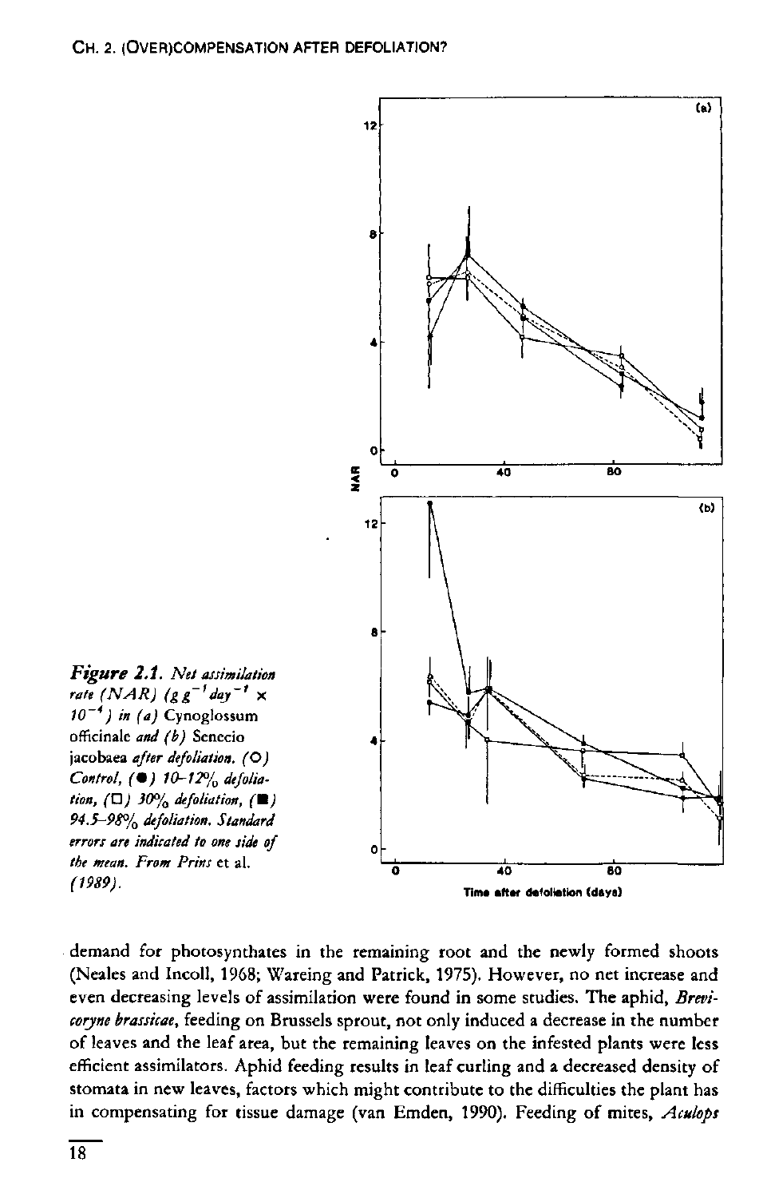***Figure 2.1.*** *Net assimilation rate (NAR) (g g$^{-1}$ day$^{-1}$ × 10$^{-4}$) in (a)* Cynoglossum officinale *and (b)* Senecio jacobaea *after defoliation. (○) Control, (●) 10–12% defoliation, (□) 30% defoliation, (■) 94.5–98% defoliation. Standard errors are indicated to one side of the mean. From Prins* et al. *(1989).*

demand for photosynthates in the remaining root and the newly formed shoots (Neales and Incoll, 1968; Wareing and Patrick, 1975). However, no net increase and even decreasing levels of assimilation were found in some studies. The aphid, *Brevicoryne brassicae*, feeding on Brussels sprout, not only induced a decrease in the number of leaves and the leaf area, but the remaining leaves on the infested plants were less efficient assimilators. Aphid feeding results in leaf curling and a decreased density of stomata in new leaves, factors which might contribute to the difficulties the plant has in compensating for tissue damage (van Emden, 1990). Feeding of mites, *Aculops*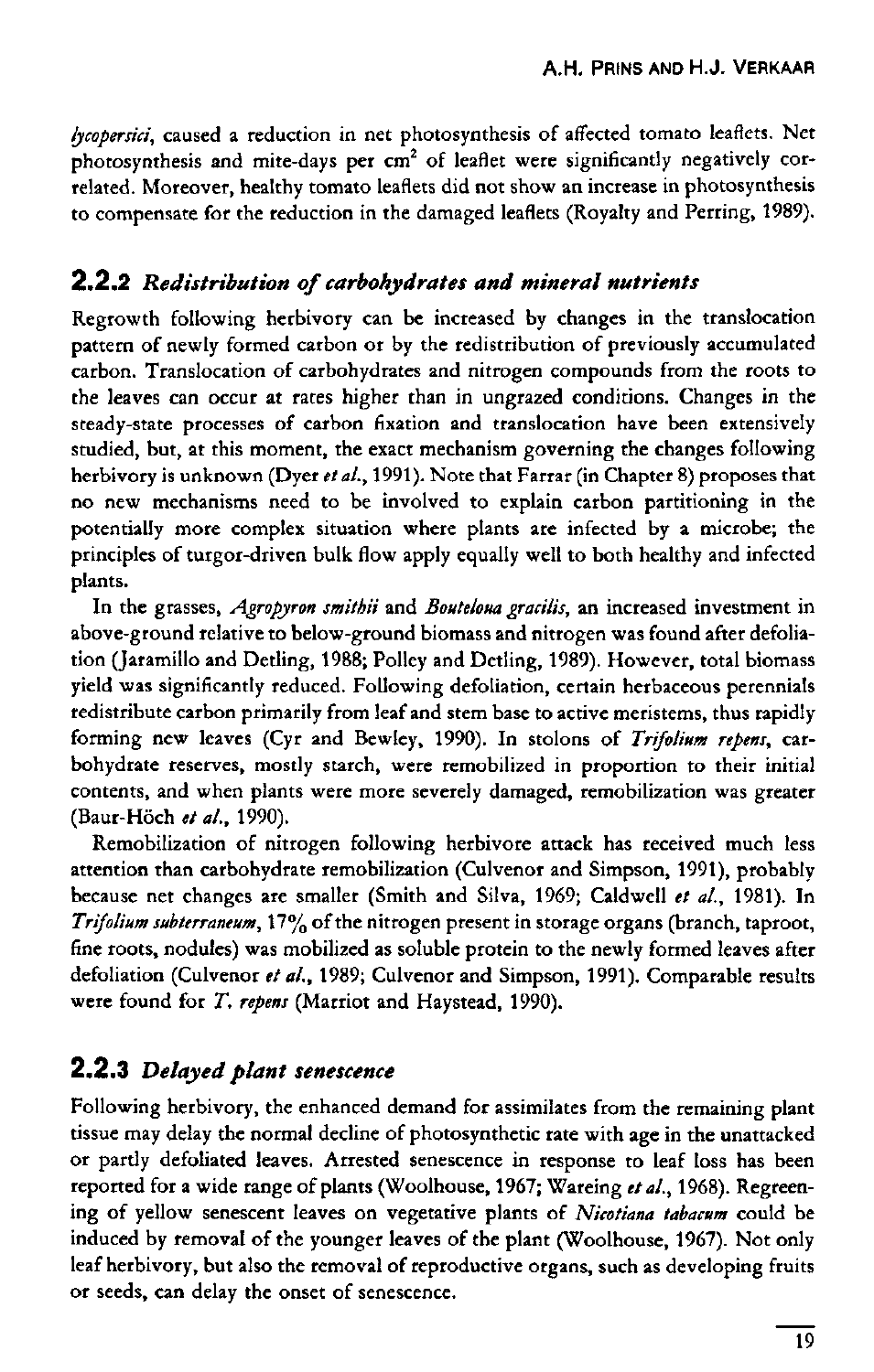*lycopersici*, caused a reduction in net photosynthesis of affected tomato leaflets. Net photosynthesis and mite-days per $cm^2$ of leaflet were significantly negatively correlated. Moreover, healthy tomato leaflets did not show an increase in photosynthesis to compensate for the reduction in the damaged leaflets (Royalty and Perring, 1989).

### 2.2.2 *Redistribution of carbohydrates and mineral nutrients*

Regrowth following herbivory can be increased by changes in the translocation pattern of newly formed carbon or by the redistribution of previously accumulated carbon. Translocation of carbohydrates and nitrogen compounds from the roots to the leaves can occur at rates higher than in ungrazed conditions. Changes in the steady-state processes of carbon fixation and translocation have been extensively studied, but, at this moment, the exact mechanism governing the changes following herbivory is unknown (Dyer *et al.*, 1991). Note that Farrar (in Chapter 8) proposes that no new mechanisms need to be involved to explain carbon partitioning in the potentially more complex situation where plants are infected by a microbe; the principles of turgor-driven bulk flow apply equally well to both healthy and infected plants.

In the grasses, *Agropyron smithii* and *Bouteloua gracilis*, an increased investment in above-ground relative to below-ground biomass and nitrogen was found after defoliation (Jaramillo and Detling, 1988; Polley and Detling, 1989). However, total biomass yield was significantly reduced. Following defoliation, certain herbaceous perennials redistribute carbon primarily from leaf and stem base to active meristems, thus rapidly forming new leaves (Cyr and Bewley, 1990). In stolons of *Trifolium repens*, carbohydrate reserves, mostly starch, were remobilized in proportion to their initial contents, and when plants were more severely damaged, remobilization was greater (Baur-Höch *et al.*, 1990).

Remobilization of nitrogen following herbivore attack has received much less attention than carbohydrate remobilization (Culvenor and Simpson, 1991), probably because net changes are smaller (Smith and Silva, 1969; Caldwell *et al.*, 1981). In *Trifolium subterraneum*, 17% of the nitrogen present in storage organs (branch, taproot, fine roots, nodules) was mobilized as soluble protein to the newly formed leaves after defoliation (Culvenor *et al.*, 1989; Culvenor and Simpson, 1991). Comparable results were found for *T. repens* (Marriot and Haystead, 1990).

### 2.2.3 *Delayed plant senescence*

Following herbivory, the enhanced demand for assimilates from the remaining plant tissue may delay the normal decline of photosynthetic rate with age in the unattacked or partly defoliated leaves. Arrested senescence in response to leaf loss has been reported for a wide range of plants (Woolhouse, 1967; Wareing *et al.*, 1968). Regreening of yellow senescent leaves on vegetative plants of *Nicotiana tabacum* could be induced by removal of the younger leaves of the plant (Woolhouse, 1967). Not only leaf herbivory, but also the removal of reproductive organs, such as developing fruits or seeds, can delay the onset of senescence.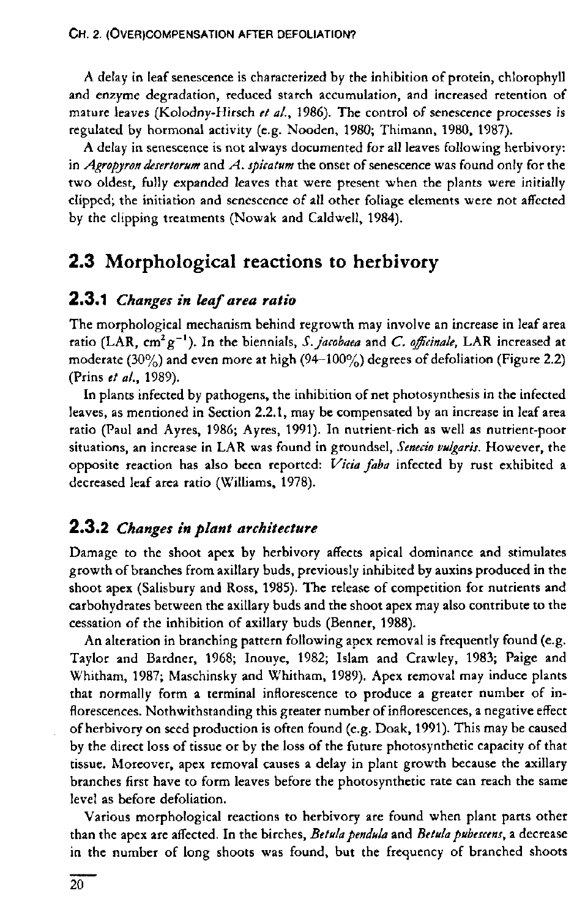A delay in leaf senescence is characterized by the inhibition of protein, chlorophyll and enzyme degradation, reduced starch accumulation, and increased retention of mature leaves (Kolodny-Hirsch *et al.*, 1986). The control of senescence processes is regulated by hormonal activity (e.g. Nooden, 1980; Thimann, 1980, 1987).

A delay in senescence is not always documented for all leaves following herbivory: in *Agropyron desertorum* and *A. spicatum* the onset of senescence was found only for the two oldest, fully expanded leaves that were present when the plants were initially clipped; the initiation and senescence of all other foliage elements were not affected by the clipping treatments (Nowak and Caldwell, 1984).

## 2.3 Morphological reactions to herbivory

### 2.3.1 *Changes in leaf area ratio*

The morphological mechanism behind regrowth may involve an increase in leaf area ratio (LAR, $cm^2 g^{-1}$). In the biennials, *S. jacobaea* and *C. officinale*, LAR increased at moderate (30%) and even more at high (94–100%) degrees of defoliation (Figure 2.2) (Prins *et al.*, 1989).

In plants infected by pathogens, the inhibition of net photosynthesis in the infected leaves, as mentioned in Section 2.2.1, may be compensated by an increase in leaf area ratio (Paul and Ayres, 1986; Ayres, 1991). In nutrient-rich as well as nutrient-poor situations, an increase in LAR was found in groundsel, *Senecio vulgaris*. However, the opposite reaction has also been reported: *Vicia faba* infected by rust exhibited a decreased leaf area ratio (Williams, 1978).

### 2.3.2 *Changes in plant architecture*

Damage to the shoot apex by herbivory affects apical dominance and stimulates growth of branches from axillary buds, previously inhibited by auxins produced in the shoot apex (Salisbury and Ross, 1985). The release of competition for nutrients and carbohydrates between the axillary buds and the shoot apex may also contribute to the cessation of the inhibition of axillary buds (Benner, 1988).

An alteration in branching pattern following apex removal is frequently found (e.g. Taylor and Bardner, 1968; Inouye, 1982; Islam and Crawley, 1983; Paige and Whitham, 1987; Maschinsky and Whitham, 1989). Apex removal may induce plants that normally form a terminal inflorescence to produce a greater number of inflorescences. Nothwithstanding this greater number of inflorescences, a negative effect of herbivory on seed production is often found (e.g. Doak, 1991). This may be caused by the direct loss of tissue or by the loss of the future photosynthetic capacity of that tissue. Moreover, apex removal causes a delay in plant growth because the axillary branches first have to form leaves before the photosynthetic rate can reach the same level as before defoliation.

Various morphological reactions to herbivory are found when plant parts other than the apex are affected. In the birches, *Betula pendula* and *Betula pubescens*, a decrease in the number of long shoots was found, but the frequency of branched shoots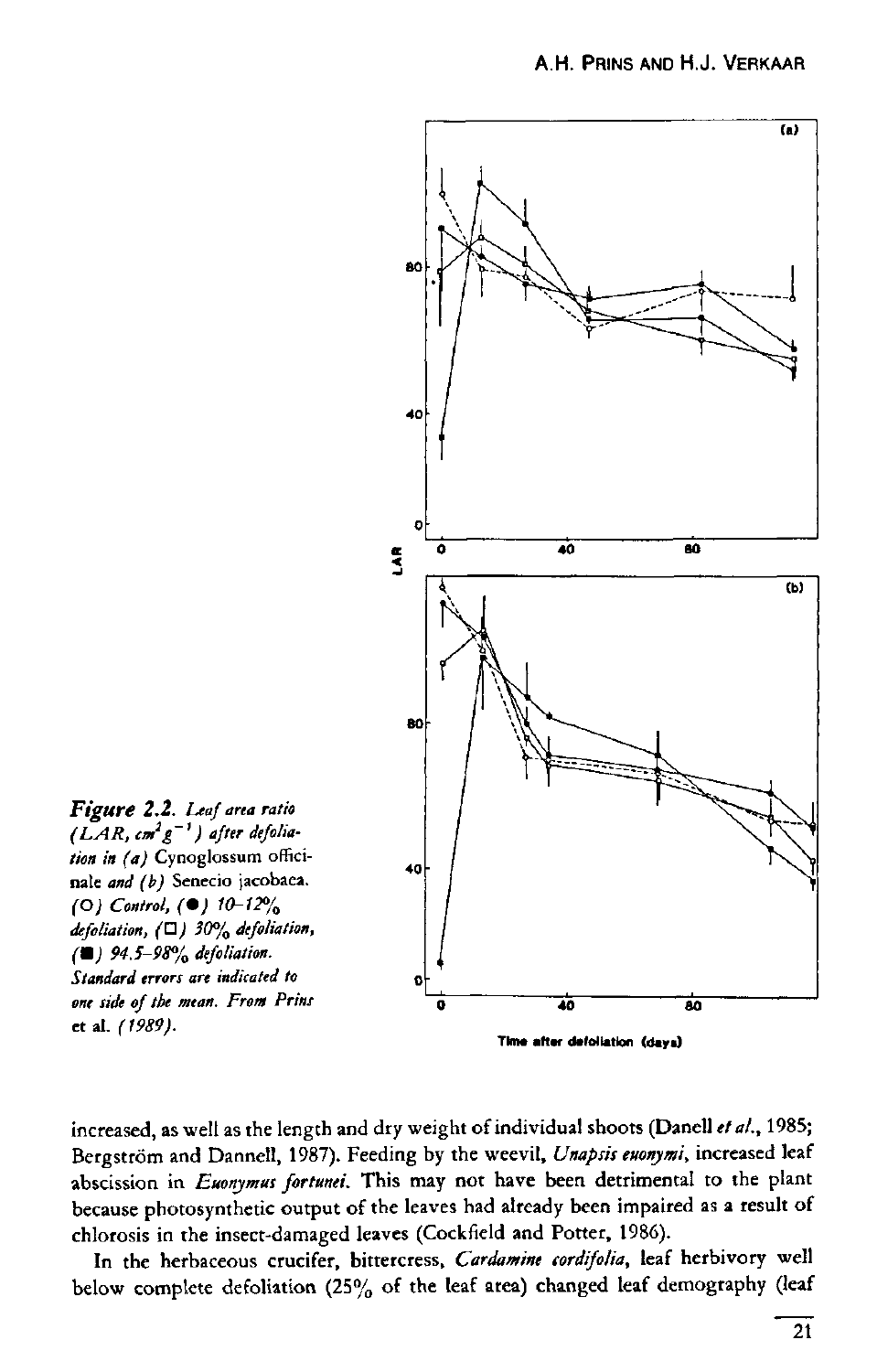*Figure 2.2. Leaf area ratio (LAR, $cm^2 g^{-1}$) after defoliation in (a)* Cynoglossum officinale *and (b)* Senecio jacobaea. *(○) Control, (●) 10–12% defoliation, (□) 30% defoliation, (■) 94.5–98% defoliation. Standard errors are indicated to one side of the mean. From Prins* et al. *(1989).*

increased, as well as the length and dry weight of individual shoots (Danell *et al.*, 1985; Bergström and Dannell, 1987). Feeding by the weevil, *Unapsis euonymi*, increased leaf abscission in *Euonymus fortunei*. This may not have been detrimental to the plant because photosynthetic output of the leaves had already been impaired as a result of chlorosis in the insect-damaged leaves (Cockfield and Potter, 1986).

In the herbaceous crucifer, bittercress, *Cardamine cordifolia*, leaf herbivory well below complete defoliation (25% of the leaf area) changed leaf demography (leaf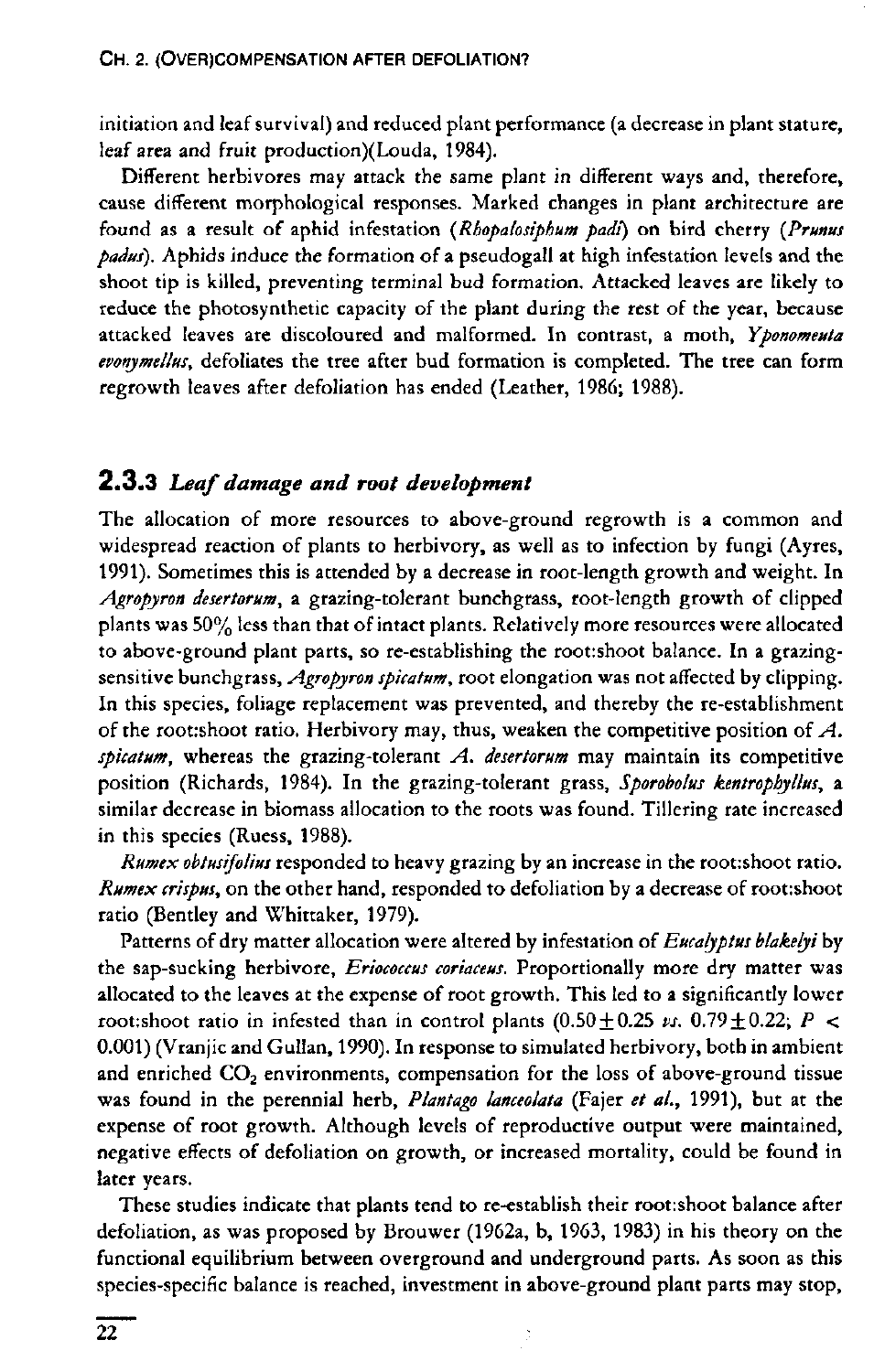initiation and leaf survival) and reduced plant performance (a decrease in plant stature, leaf area and fruit production)(Louda, 1984).

Different herbivores may attack the same plant in different ways and, therefore, cause different morphological responses. Marked changes in plant architecture are found as a result of aphid infestation (*Rhopalosiphum padi*) on bird cherry (*Prunus padus*). Aphids induce the formation of a pseudogall at high infestation levels and the shoot tip is killed, preventing terminal bud formation. Attacked leaves are likely to reduce the photosynthetic capacity of the plant during the rest of the year, because attacked leaves are discoloured and malformed. In contrast, a moth, *Yponomeuta evonymellus*, defoliates the tree after bud formation is completed. The tree can form regrowth leaves after defoliation has ended (Leather, 1986; 1988).

### 2.3.3 *Leaf damage and root development*

The allocation of more resources to above-ground regrowth is a common and widespread reaction of plants to herbivory, as well as to infection by fungi (Ayres, 1991). Sometimes this is attended by a decrease in root-length growth and weight. In *Agropyron desertorum*, a grazing-tolerant bunchgrass, root-length growth of clipped plants was 50% less than that of intact plants. Relatively more resources were allocated to above-ground plant parts, so re-establishing the root:shoot balance. In a grazing-sensitive bunchgrass, *Agropyron spicatum*, root elongation was not affected by clipping. In this species, foliage replacement was prevented, and thereby the re-establishment of the root:shoot ratio. Herbivory may, thus, weaken the competitive position of *A. spicatum*, whereas the grazing-tolerant *A. desertorum* may maintain its competitive position (Richards, 1984). In the grazing-tolerant grass, *Sporobolus kentrophyllus*, a similar decrease in biomass allocation to the roots was found. Tillering rate increased in this species (Ruess, 1988).

*Rumex obtusifolius* responded to heavy grazing by an increase in the root:shoot ratio. *Rumex crispus*, on the other hand, responded to defoliation by a decrease of root:shoot ratio (Bentley and Whittaker, 1979).

Patterns of dry matter allocation were altered by infestation of *Eucalyptus blakelyi* by the sap-sucking herbivore, *Eriococcus coriaceus*. Proportionally more dry matter was allocated to the leaves at the expense of root growth. This led to a significantly lower root:shoot ratio in infested than in control plants ($0.50 \pm 0.25$ *vs.* $0.79 \pm 0.22$; $P < 0.001$) (Vranjic and Gullan, 1990). In response to simulated herbivory, both in ambient and enriched $CO_2$ environments, compensation for the loss of above-ground tissue was found in the perennial herb, *Plantago lanceolata* (Fajer *et al.*, 1991), but at the expense of root growth. Although levels of reproductive output were maintained, negative effects of defoliation on growth, or increased mortality, could be found in later years.

These studies indicate that plants tend to re-establish their root:shoot balance after defoliation, as was proposed by Brouwer (1962a, b, 1963, 1983) in his theory on the functional equilibrium between overground and underground parts. As soon as this species-specific balance is reached, investment in above-ground plant parts may stop,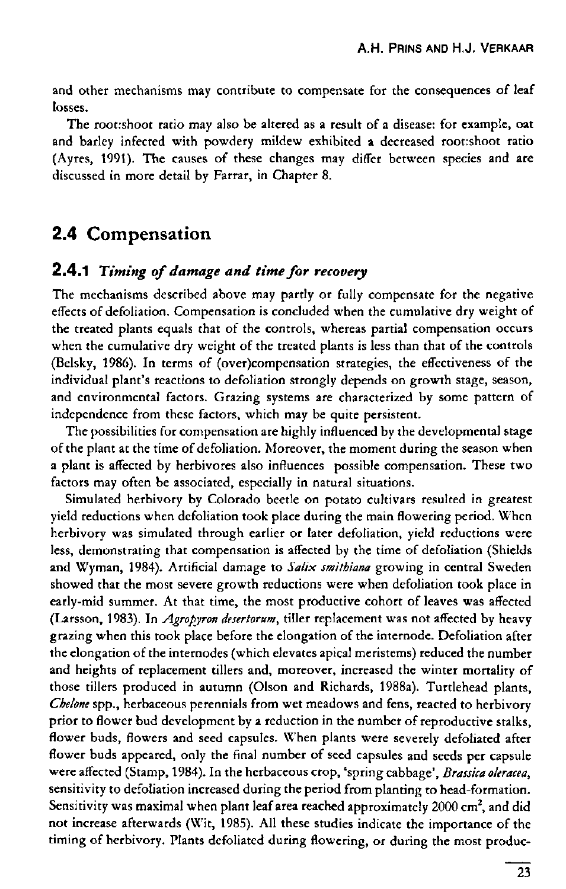and other mechanisms may contribute to compensate for the consequences of leaf losses.

The root:shoot ratio may also be altered as a result of a disease: for example, oat and barley infected with powdery mildew exhibited a decreased root:shoot ratio (Ayres, 1991). The causes of these changes may differ between species and are discussed in more detail by Farrar, in Chapter 8.

## 2.4 Compensation

### 2.4.1 *Timing of damage and time for recovery*

The mechanisms described above may partly or fully compensate for the negative effects of defoliation. Compensation is concluded when the cumulative dry weight of the treated plants equals that of the controls, whereas partial compensation occurs when the cumulative dry weight of the treated plants is less than that of the controls (Belsky, 1986). In terms of (over)compensation strategies, the effectiveness of the individual plant's reactions to defoliation strongly depends on growth stage, season, and environmental factors. Grazing systems are characterized by some pattern of independence from these factors, which may be quite persistent.

The possibilities for compensation are highly influenced by the developmental stage of the plant at the time of defoliation. Moreover, the moment during the season when a plant is affected by herbivores also influences possible compensation. These two factors may often be associated, especially in natural situations.

Simulated herbivory by Colorado beetle on potato cultivars resulted in greatest yield reductions when defoliation took place during the main flowering period. When herbivory was simulated through earlier or later defoliation, yield reductions were less, demonstrating that compensation is affected by the time of defoliation (Shields and Wyman, 1984). Artificial damage to *Salix smithiana* growing in central Sweden showed that the most severe growth reductions were when defoliation took place in early-mid summer. At that time, the most productive cohort of leaves was affected (Larsson, 1983). In *Agropyron desertorum*, tiller replacement was not affected by heavy grazing when this took place before the elongation of the internode. Defoliation after the elongation of the internodes (which elevates apical meristems) reduced the number and heights of replacement tillers and, moreover, increased the winter mortality of those tillers produced in autumn (Olson and Richards, 1988a). Turtlehead plants, *Chelone* spp., herbaceous perennials from wet meadows and fens, reacted to herbivory prior to flower bud development by a reduction in the number of reproductive stalks, flower buds, flowers and seed capsules. When plants were severely defoliated after flower buds appeared, only the final number of seed capsules and seeds per capsule were affected (Stamp, 1984). In the herbaceous crop, 'spring cabbage', *Brassica oleracea*, sensitivity to defoliation increased during the period from planting to head-formation. Sensitivity was maximal when plant leaf area reached approximately 2000 cm$^2$, and did not increase afterwards (Wit, 1985). All these studies indicate the importance of the timing of herbivory. Plants defoliated during flowering, or during the most produc-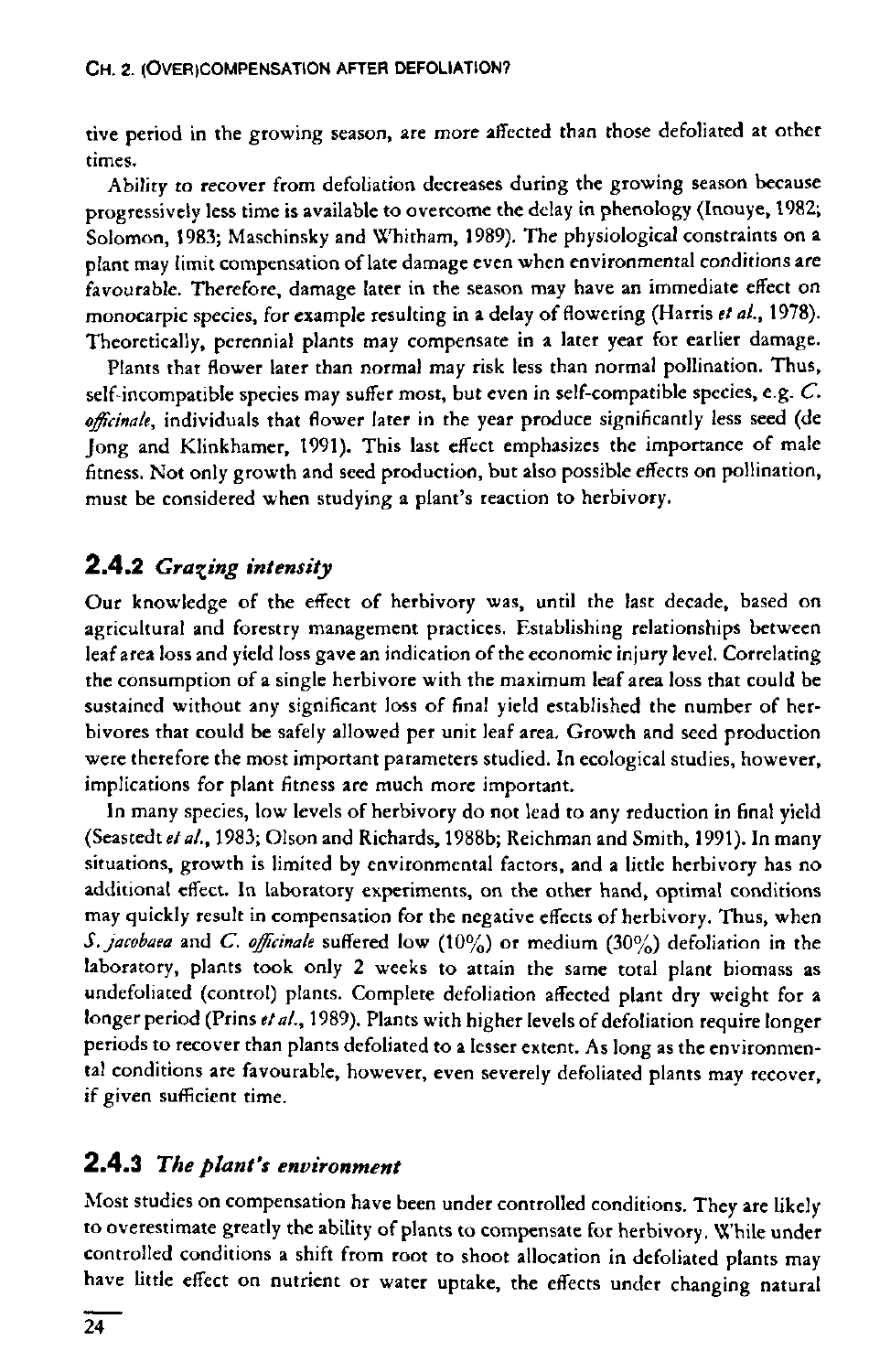tive period in the growing season, are more affected than those defoliated at other times.

Ability to recover from defoliation decreases during the growing season because progressively less time is available to overcome the delay in phenology (Inouye, 1982; Solomon, 1983; Maschinsky and Whitham, 1989). The physiological constraints on a plant may limit compensation of late damage even when environmental conditions are favourable. Therefore, damage later in the season may have an immediate effect on monocarpic species, for example resulting in a delay of flowering (Harris *et al.*, 1978). Theoretically, perennial plants may compensate in a later year for earlier damage.

Plants that flower later than normal may risk less than normal pollination. Thus, self-incompatible species may suffer most, but even in self-compatible species, e.g. *C. officinale*, individuals that flower later in the year produce significantly less seed (de Jong and Klinkhamer, 1991). This last effect emphasizes the importance of male fitness. Not only growth and seed production, but also possible effects on pollination, must be considered when studying a plant's reaction to herbivory.

## 2.4.2 *Grazing intensity*

Our knowledge of the effect of herbivory was, until the last decade, based on agricultural and forestry management practices. Establishing relationships between leaf area loss and yield loss gave an indication of the economic injury level. Correlating the consumption of a single herbivore with the maximum leaf area loss that could be sustained without any significant loss of final yield established the number of herbivores that could be safely allowed per unit leaf area. Growth and seed production were therefore the most important parameters studied. In ecological studies, however, implications for plant fitness are much more important.

In many species, low levels of herbivory do not lead to any reduction in final yield (Seastedt *et al.*, 1983; Olson and Richards, 1988b; Reichman and Smith, 1991). In many situations, growth is limited by environmental factors, and a little herbivory has no additional effect. In laboratory experiments, on the other hand, optimal conditions may quickly result in compensation for the negative effects of herbivory. Thus, when *S. jacobaea* and *C. officinale* suffered low (10%) or medium (30%) defoliation in the laboratory, plants took only 2 weeks to attain the same total plant biomass as undefoliated (control) plants. Complete defoliation affected plant dry weight for a longer period (Prins *et al.*, 1989). Plants with higher levels of defoliation require longer periods to recover than plants defoliated to a lesser extent. As long as the environmental conditions are favourable, however, even severely defoliated plants may recover, if given sufficient time.

## 2.4.3 *The plant's environment*

Most studies on compensation have been under controlled conditions. They are likely to overestimate greatly the ability of plants to compensate for herbivory. While under controlled conditions a shift from root to shoot allocation in defoliated plants may have little effect on nutrient or water uptake, the effects under changing natural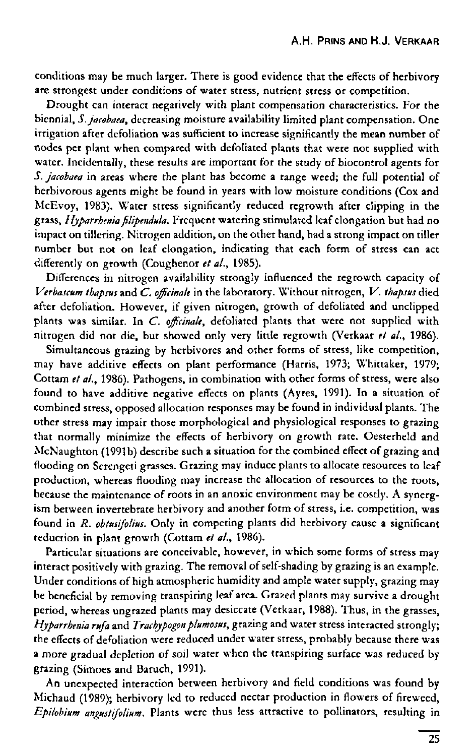conditions may be much larger. There is good evidence that the effects of herbivory are strongest under conditions of water stress, nutrient stress or competition.

Drought can interact negatively with plant compensation characteristics. For the biennial, *S. jacobaea*, decreasing moisture availability limited plant compensation. One irrigation after defoliation was sufficient to increase significantly the mean number of nodes per plant when compared with defoliated plants that were not supplied with water. Incidentally, these results are important for the study of biocontrol agents for *S. jacobaea* in areas where the plant has become a range weed; the full potential of herbivorous agents might be found in years with low moisture conditions (Cox and McEvoy, 1983). Water stress significantly reduced regrowth after clipping in the grass, *Hyparrhenia filipendula*. Frequent watering stimulated leaf elongation but had no impact on tillering. Nitrogen addition, on the other hand, had a strong impact on tiller number but not on leaf elongation, indicating that each form of stress can act differently on growth (Coughenor *et al.*, 1985).

Differences in nitrogen availability strongly influenced the regrowth capacity of *Verbascum thapsus* and *C. officinale* in the laboratory. Without nitrogen, *V. thapsus* died after defoliation. However, if given nitrogen, growth of defoliated and unclipped plants was similar. In *C. officinale*, defoliated plants that were not supplied with nitrogen did not die, but showed only very little regrowth (Verkaar *et al.*, 1986).

Simultaneous grazing by herbivores and other forms of stress, like competition, may have additive effects on plant performance (Harris, 1973; Whittaker, 1979; Cottam *et al.*, 1986). Pathogens, in combination with other forms of stress, were also found to have additive negative effects on plants (Ayres, 1991). In a situation of combined stress, opposed allocation responses may be found in individual plants. The other stress may impair those morphological and physiological responses to grazing that normally minimize the effects of herbivory on growth rate. Oesterheld and McNaughton (1991b) describe such a situation for the combined effect of grazing and flooding on Serengeti grasses. Grazing may induce plants to allocate resources to leaf production, whereas flooding may increase the allocation of resources to the roots, because the maintenance of roots in an anoxic environment may be costly. A synergism between invertebrate herbivory and another form of stress, i.e. competition, was found in *R. obtusifolius*. Only in competing plants did herbivory cause a significant reduction in plant growth (Cottam *et al.*, 1986).

Particular situations are conceivable, however, in which some forms of stress may interact positively with grazing. The removal of self-shading by grazing is an example. Under conditions of high atmospheric humidity and ample water supply, grazing may be beneficial by removing transpiring leaf area. Grazed plants may survive a drought period, whereas ungrazed plants may desiccate (Verkaar, 1988). Thus, in the grasses, *Hyparrhenia rufa* and *Trachypogon plumosus*, grazing and water stress interacted strongly; the effects of defoliation were reduced under water stress, probably because there was a more gradual depletion of soil water when the transpiring surface was reduced by grazing (Simoes and Baruch, 1991).

An unexpected interaction between herbivory and field conditions was found by Michaud (1989); herbivory led to reduced nectar production in flowers of fireweed, *Epilobium angustifolium*. Plants were thus less attractive to pollinators, resulting in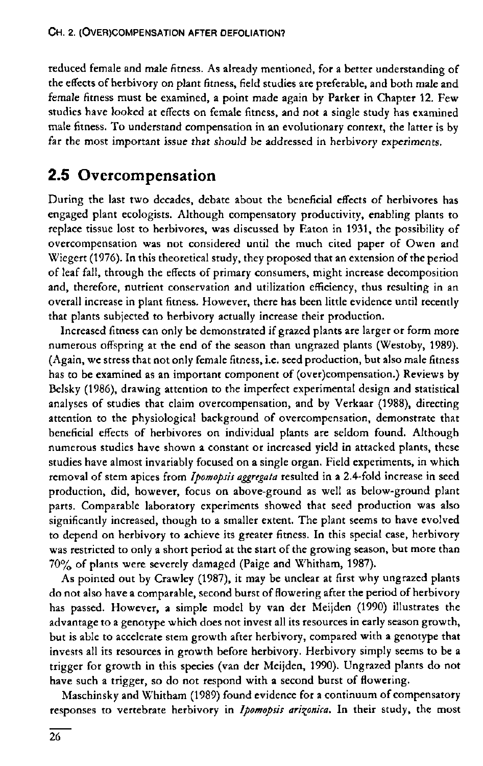reduced female and male fitness. As already mentioned, for a better understanding of the effects of herbivory on plant fitness, field studies are preferable, and both male and female fitness must be examined, a point made again by Parker in Chapter 12. Few studies have looked at effects on female fitness, and not a single study has examined male fitness. To understand compensation in an evolutionary context, the latter is by far the most important issue that should be addressed in herbivory experiments.

## 2.5 Overcompensation

During the last two decades, debate about the beneficial effects of herbivores has engaged plant ecologists. Although compensatory productivity, enabling plants to replace tissue lost to herbivores, was discussed by Eaton in 1931, the possibility of overcompensation was not considered until the much cited paper of Owen and Wiegert (1976). In this theoretical study, they proposed that an extension of the period of leaf fall, through the effects of primary consumers, might increase decomposition and, therefore, nutrient conservation and utilization efficiency, thus resulting in an overall increase in plant fitness. However, there has been little evidence until recently that plants subjected to herbivory actually increase their production.

Increased fitness can only be demonstrated if grazed plants are larger or form more numerous offspring at the end of the season than ungrazed plants (Westoby, 1989). (Again, we stress that not only female fitness, i.e. seed production, but also male fitness has to be examined as an important component of (over)compensation.) Reviews by Belsky (1986), drawing attention to the imperfect experimental design and statistical analyses of studies that claim overcompensation, and by Verkaar (1988), directing attention to the physiological background of overcompensation, demonstrate that beneficial effects of herbivores on individual plants are seldom found. Although numerous studies have shown a constant or increased yield in attacked plants, these studies have almost invariably focused on a single organ. Field experiments, in which removal of stem apices from *Ipomopsis aggregata* resulted in a 2.4-fold increase in seed production, did, however, focus on above-ground as well as below-ground plant parts. Comparable laboratory experiments showed that seed production was also significantly increased, though to a smaller extent. The plant seems to have evolved to depend on herbivory to achieve its greater fitness. In this special case, herbivory was restricted to only a short period at the start of the growing season, but more than 70% of plants were severely damaged (Paige and Whitham, 1987).

As pointed out by Crawley (1987), it may be unclear at first why ungrazed plants do not also have a comparable, second burst of flowering after the period of herbivory has passed. However, a simple model by van der Meijden (1990) illustrates the advantage to a genotype which does not invest all its resources in early season growth, but is able to accelerate stem growth after herbivory, compared with a genotype that invests all its resources in growth before herbivory. Herbivory simply seems to be a trigger for growth in this species (van der Meijden, 1990). Ungrazed plants do not have such a trigger, so do not respond with a second burst of flowering.

Maschinsky and Whitham (1989) found evidence for a continuum of compensatory responses to vertebrate herbivory in *Ipomopsis arizonica*. In their study, the most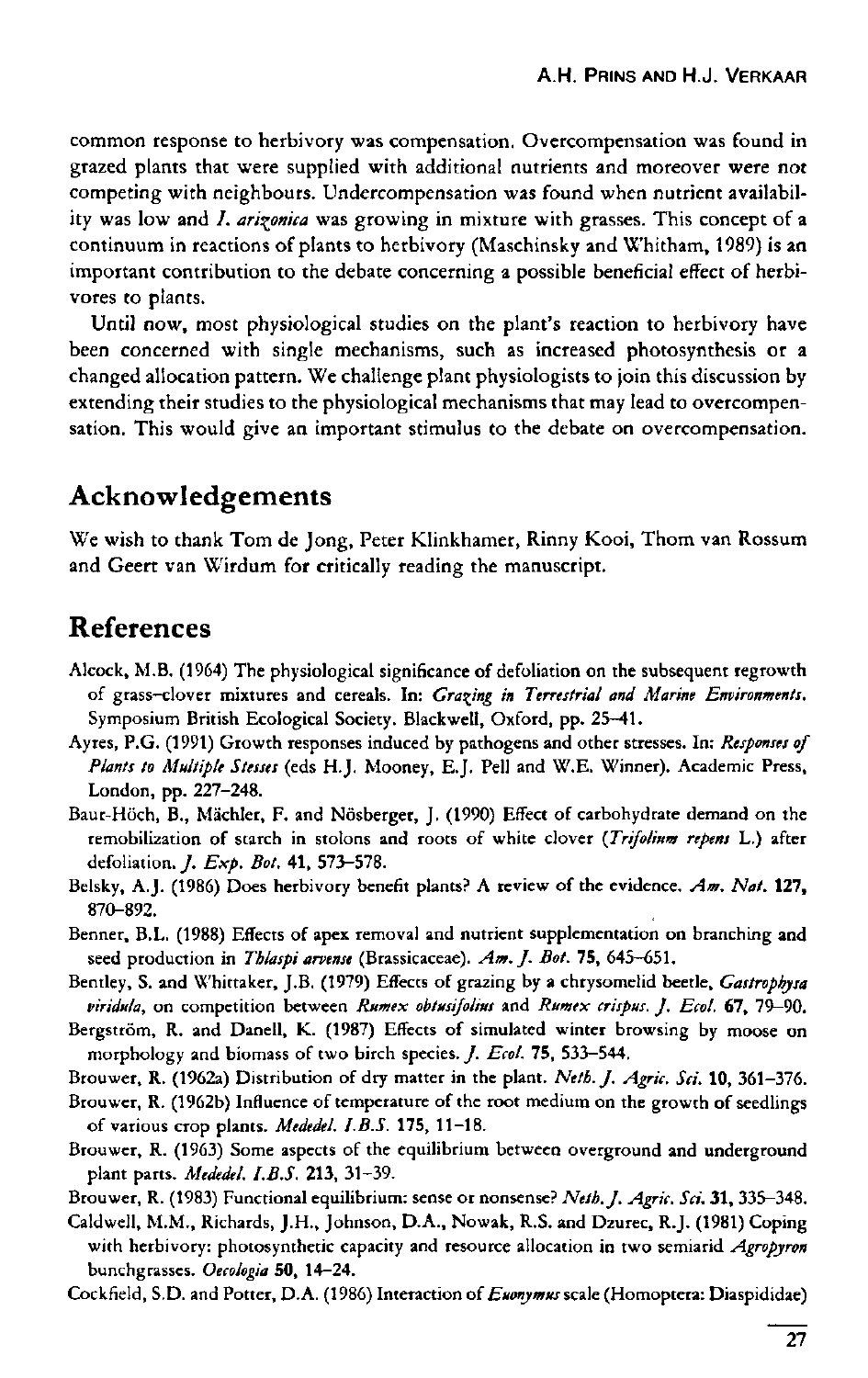common response to herbivory was compensation. Overcompensation was found in grazed plants that were supplied with additional nutrients and moreover were not competing with neighbours. Undercompensation was found when nutrient availability was low and *I. arizonica* was growing in mixture with grasses. This concept of a continuum in reactions of plants to herbivory (Maschinsky and Whitham, 1989) is an important contribution to the debate concerning a possible beneficial effect of herbivores to plants.

Until now, most physiological studies on the plant's reaction to herbivory have been concerned with single mechanisms, such as increased photosynthesis or a changed allocation pattern. We challenge plant physiologists to join this discussion by extending their studies to the physiological mechanisms that may lead to overcompensation. This would give an important stimulus to the debate on overcompensation.

## Acknowledgements

We wish to thank Tom de Jong, Peter Klinkhamer, Rinny Kooi, Thom van Rossum and Geert van Wirdum for critically reading the manuscript.

## References

Alcock, M.B. (1964) The physiological significance of defoliation on the subsequent regrowth of grass–clover mixtures and cereals. In: *Grazing in Terrestrial and Marine Environments*. Symposium British Ecological Society. Blackwell, Oxford, pp. 25–41.

Ayres, P.G. (1991) Growth responses induced by pathogens and other stresses. In: *Responses of Plants to Multiple Stesses* (eds H.J. Mooney, E.J. Pell and W.E. Winner). Academic Press, London, pp. 227–248.

Baur-Höch, B., Mächler, F. and Nösberger, J. (1990) Effect of carbohydrate demand on the remobilization of starch in stolons and roots of white clover (*Trifolium repens* L.) after defoliation. *J. Exp. Bot.* **41**, 573–578.

Belsky, A.J. (1986) Does herbivory benefit plants? A review of the evidence. *Am. Nat.* **127**, 870–892.

Benner, B.L. (1988) Effects of apex removal and nutrient supplementation on branching and seed production in *Thlaspi arvense* (Brassicaceae). *Am. J. Bot.* **75**, 645–651.

Bentley, S. and Whittaker, J.B. (1979) Effects of grazing by a chrysomelid beetle, *Gastrophysa viridula*, on competition between *Rumex obtusifolius* and *Rumex crispus*. *J. Ecol.* **67**, 79–90.

Bergström, R. and Danell, K. (1987) Effects of simulated winter browsing by moose on morphology and biomass of two birch species. *J. Ecol.* **75**, 533–544.

Brouwer, R. (1962a) Distribution of dry matter in the plant. *Neth. J. Agric. Sci.* **10**, 361–376.

Brouwer, R. (1962b) Influence of temperature of the root medium on the growth of seedlings of various crop plants. *Mededel. I.B.S.* **175**, 11–18.

Brouwer, R. (1963) Some aspects of the equilibrium between overground and underground plant parts. *Mededel. I.B.S.* **213**, 31–39.

Brouwer, R. (1983) Functional equilibrium: sense or nonsense? *Neth. J. Agric. Sci.* **31**, 335–348.

Caldwell, M.M., Richards, J.H., Johnson, D.A., Nowak, R.S. and Dzurec, R.J. (1981) Coping with herbivory: photosynthetic capacity and resource allocation in two semiarid *Agropyron* bunchgrasses. *Oecologia* **50**, 14–24.

Cockfield, S.D. and Potter, D.A. (1986) Interaction of *Euonymus* scale (Homoptera: Diaspididae)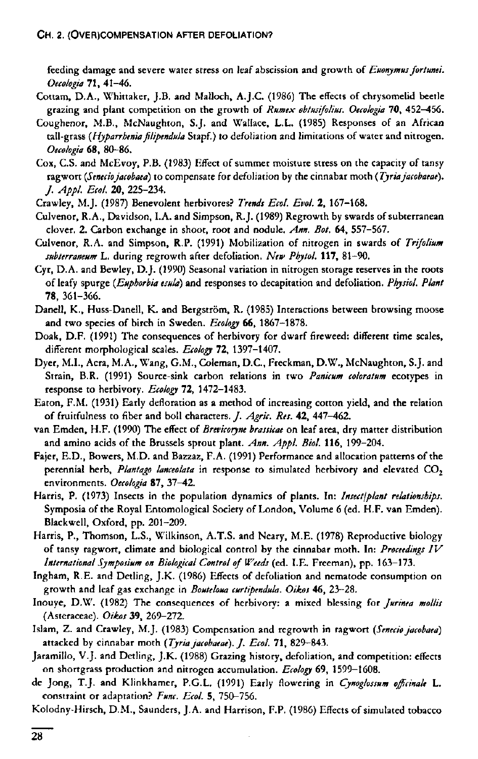feeding damage and severe water stress on leaf abscission and growth of *Euonymus fortunei*. *Oecologia* **71**, 41–46.

Cottam, D.A., Whittaker, J.B. and Malloch, A.J.C. (1986) The effects of chrysomelid beetle grazing and plant competition on the growth of *Rumex obtusifolius*. *Oecologia* **70**, 452–456.

Coughenor, M.B., McNaughton, S.J. and Wallace, L.L. (1985) Responses of an African tall-grass (*Hyparrhenia filipendula* Stapf.) to defoliation and limitations of water and nitrogen. *Oecologia* **68**, 80–86.

Cox, C.S. and McEvoy, P.B. (1983) Effect of summer moisture stress on the capacity of tansy ragwort (*Senecio jacobaea*) to compensate for defoliation by the cinnabar moth (*Tyria jacobaeae*). *J. Appl. Ecol.* **20**, 225–234.

Crawley, M.J. (1987) Benevolent herbivores? *Trends Ecol. Evol.* **2**, 167–168.

Culvenor, R.A., Davidson, I.A. and Simpson, R.J. (1989) Regrowth by swards of subterranean clover. 2. Carbon exchange in shoot, root and nodule. *Ann. Bot.* **64**, 557–567.

Culvenor, R.A. and Simpson, R.P. (1991) Mobilization of nitrogen in swards of *Trifolium subterraneum* L. during regrowth after defoliation. *New Phytol.* **117**, 81–90.

Cyr, D.A. and Bewley, D.J. (1990) Seasonal variation in nitrogen storage reserves in the roots of leafy spurge (*Euphorbia esula*) and responses to decapitation and defoliation. *Physiol. Plant* **78**, 361–366.

Danell, K., Huss-Danell, K. and Bergström, R. (1985) Interactions between browsing moose and two species of birch in Sweden. *Ecology* **66**, 1867–1878.

Doak, D.F. (1991) The consequences of herbivory for dwarf fireweed: different time scales, different morphological scales. *Ecology* **72**, 1397–1407.

Dyer, M.I., Acra, M.A., Wang, G.M., Coleman, D.C., Freckman, D.W., McNaughton, S.J. and Strain, B.R. (1991) Source-sink carbon relations in two *Panicum coloratum* ecotypes in response to herbivory. *Ecology* **72**, 1472–1483.

Eaton, F.M. (1931) Early defloration as a method of increasing cotton yield, and the relation of fruitfulness to fiber and boll characters. *J. Agric. Res.* **42**, 447–462.

van Emden, H.F. (1990) The effect of *Brevicoryne brassicae* on leaf area, dry matter distribution and amino acids of the Brussels sprout plant. *Ann. Appl. Biol.* **116**, 199–204.

Fajer, E.D., Bowers, M.D. and Bazzaz, F.A. (1991) Performance and allocation patterns of the perennial herb, *Plantago lanceolata* in response to simulated herbivory and elevated $CO_2$ environments. *Oecologia* **87**, 37–42.

Harris, P. (1973) Insects in the population dynamics of plants. In: *Insect/plant relationships*. Symposia of the Royal Entomological Society of London, Volume 6 (ed. H.F. van Emden). Blackwell, Oxford, pp. 201–209.

Harris, P., Thomson, L.S., Wilkinson, A.T.S. and Neary, M.E. (1978) Reproductive biology of tansy ragwort, climate and biological control by the cinnabar moth. In: *Proceedings IV International Symposium on Biological Control of Weeds* (ed. I.E. Freeman), pp. 163–173.

Ingham, R.E. and Detling, J.K. (1986) Effects of defoliation and nematode consumption on growth and leaf gas exchange in *Bouteloua curtipendula*. *Oikos* **46**, 23–28.

Inouye, D.W. (1982) The consequences of herbivory: a mixed blessing for *Jurinea mollis* (Asteraceae). *Oikos* **39**, 269–272.

Islam, Z. and Crawley, M.J. (1983) Compensation and regrowth in ragwort (*Senecio jacobaea*) attacked by cinnabar moth (*Tyria jacobaeae*). *J. Ecol.* **71**, 829–843.

Jaramillo, V.J. and Detling, J.K. (1988) Grazing history, defoliation, and competition: effects on shortgrass production and nitrogen accumulation. *Ecology* **69**, 1599–1608.

de Jong, T.J. and Klinkhamer, P.G.L. (1991) Early flowering in *Cynoglossum officinale* L. constraint or adaptation? *Func. Ecol.* **5**, 750–756.

Kolodny-Hirsch, D.M., Saunders, J.A. and Harrison, F.P. (1986) Effects of simulated tobacco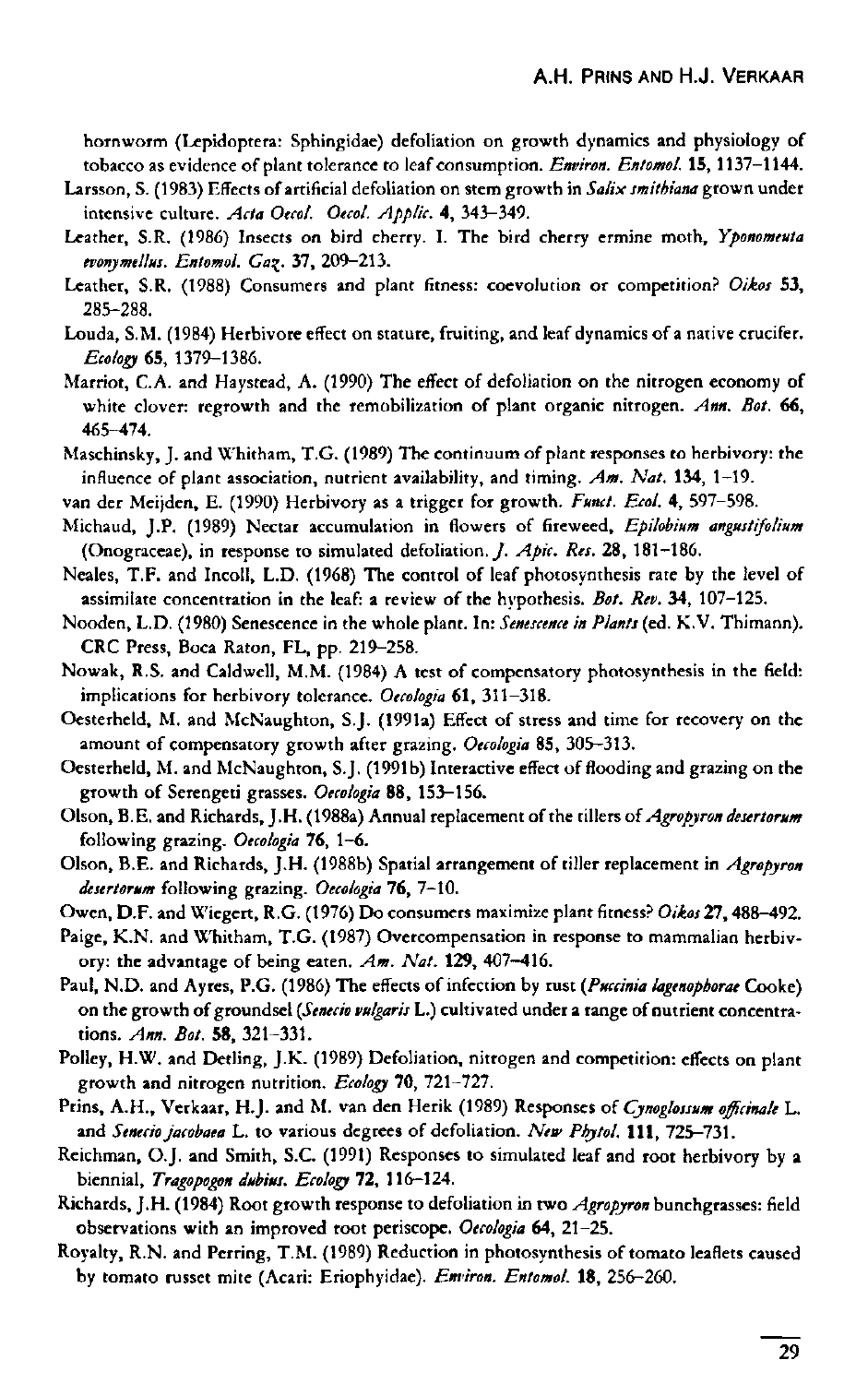hornworm (Lepidoptera: Sphingidae) defoliation on growth dynamics and physiology of tobacco as evidence of plant tolerance to leaf consumption. *Environ. Entomol.* **15**, 1137–1144.

Larsson, S. (1983) Effects of artificial defoliation on stem growth in *Salix smithiana* grown under intensive culture. *Acta Oecol. Oecol. Applic.* **4**, 343–349.

Leather, S.R. (1986) Insects on bird cherry. I. The bird cherry ermine moth, *Yponomeuta evonymellus*. *Entomol. Gaz.* **37**, 209–213.

Leather, S.R. (1988) Consumers and plant fitness: coevolution or competition? *Oikos* **53**, 285–288.

Louda, S.M. (1984) Herbivore effect on stature, fruiting, and leaf dynamics of a native crucifer. *Ecology* **65**, 1379–1386.

Marriot, C.A. and Haystead, A. (1990) The effect of defoliation on the nitrogen economy of white clover: regrowth and the remobilization of plant organic nitrogen. *Ann. Bot.* **66**, 465–474.

Maschinsky, J. and Whitham, T.G. (1989) The continuum of plant responses to herbivory: the influence of plant association, nutrient availability, and timing. *Am. Nat.* **134**, 1–19.

van der Meijden, E. (1990) Herbivory as a trigger for growth. *Funct. Ecol.* **4**, 597–598.

Michaud, J.P. (1989) Nectar accumulation in flowers of fireweed, *Epilobium angustifolium* (Onograceae), in response to simulated defoliation. *J. Apic. Res.* **28**, 181–186.

Neales, T.F. and Incoll, L.D. (1968) The control of leaf photosynthesis rate by the level of assimilate concentration in the leaf: a review of the hypothesis. *Bot. Rev.* **34**, 107–125.

Nooden, L.D. (1980) Senescence in the whole plant. In: *Senescence in Plants* (ed. K.V. Thimann). CRC Press, Boca Raton, FL, pp. 219–258.

Nowak, R.S. and Caldwell, M.M. (1984) A test of compensatory photosynthesis in the field: implications for herbivory tolerance. *Oecologia* **61**, 311–318.

Oesterheld, M. and McNaughton, S.J. (1991a) Effect of stress and time for recovery on the amount of compensatory growth after grazing. *Oecologia* **85**, 305–313.

Oesterheld, M. and McNaughton, S.J. (1991b) Interactive effect of flooding and grazing on the growth of Serengeti grasses. *Oecologia* **88**, 153–156.

Olson, B.E. and Richards, J.H. (1988a) Annual replacement of the tillers of *Agropyron desertorum* following grazing. *Oecologia* **76**, 1–6.

Olson, B.E. and Richards, J.H. (1988b) Spatial arrangement of tiller replacement in *Agropyron desertorum* following grazing. *Oecologia* **76**, 7–10.

Owen, D.F. and Wiegert, R.G. (1976) Do consumers maximize plant fitness? *Oikos* **27**, 488–492.

Paige, K.N. and Whitham, T.G. (1987) Overcompensation in response to mammalian herbivory: the advantage of being eaten. *Am. Nat.* **129**, 407–416.

Paul, N.D. and Ayres, P.G. (1986) The effects of infection by rust (*Puccinia lagenophorae* Cooke) on the growth of groundsel (*Senecio vulgaris* L.) cultivated under a range of nutrient concentrations. *Ann. Bot.* **58**, 321–331.

Polley, H.W. and Detling, J.K. (1989) Defoliation, nitrogen and competition: effects on plant growth and nitrogen nutrition. *Ecology* **70**, 721–727.

Prins, A.H., Verkaar, H.J. and M. van den Herik (1989) Responses of *Cynoglossum officinale* L. and *Senecio jacobaea* L. to various degrees of defoliation. *New Phytol.* **111**, 725–731.

Reichman, O.J. and Smith, S.C. (1991) Responses to simulated leaf and root herbivory by a biennial, *Tragopogon dubius*. *Ecology* **72**, 116–124.

Richards, J.H. (1984) Root growth response to defoliation in two *Agropyron* bunchgrasses: field observations with an improved root periscope. *Oecologia* **64**, 21–25.

Royalty, R.N. and Perring, T.M. (1989) Reduction in photosynthesis of tomato leaflets caused by tomato russet mite (Acari: Eriophyidae). *Environ. Entomol.* **18**, 256–260.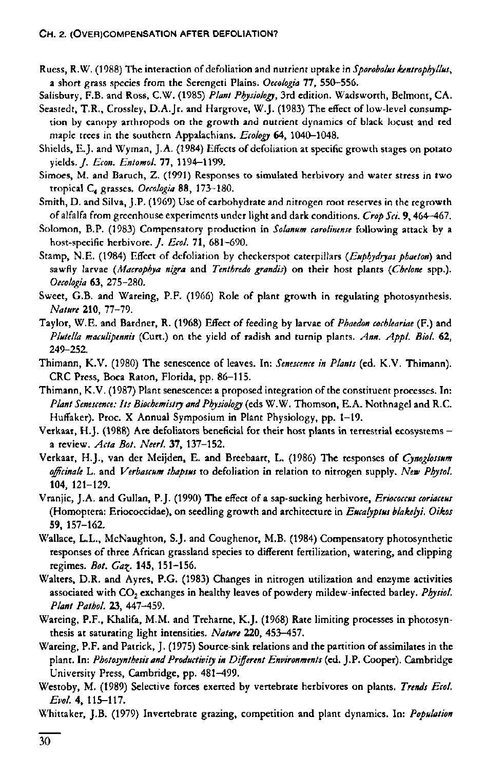Ruess, R.W. (1988) The interaction of defoliation and nutrient uptake in *Sporobolus kentrophyllus*, a short grass species from the Serengeti Plains. *Oecologia* **77**, 550–556.

Salisbury, F.B. and Ross, C.W. (1985) *Plant Physiology*, 3rd edition. Wadsworth, Belmont, CA.

Seastedt, T.R., Crossley, D.A.Jr. and Hargrove, W.J. (1983) The effect of low-level consumption by canopy arthropods on the growth and nutrient dynamics of black locust and red maple trees in the southern Appalachians. *Ecology* **64**, 1040–1048.

Shields, E.J. and Wyman, J.A. (1984) Effects of defoliation at specific growth stages on potato yields. *J. Econ. Entomol.* **77**, 1194–1199.

Simoes, M. and Baruch, Z. (1991) Responses to simulated herbivory and water stress in two tropical $C_4$ grasses. *Oecologia* **88**, 173–180.

Smith, D. and Silva, J.P. (1969) Use of carbohydrate and nitrogen root reserves in the regrowth of alfalfa from greenhouse experiments under light and dark conditions. *Crop Sci.* **9**, 464–467.

Solomon, B.P. (1983) Compensatory production in *Solanum carolinense* following attack by a host-specific herbivore. *J. Ecol.* **71**, 681–690.

Stamp, N.E. (1984) Effect of defoliation by checkerspot caterpillars (*Euphydryas phaeton*) and sawfly larvae (*Macrophya nigra* and *Tenthredo grandis*) on their host plants (*Chelone* spp.). *Oecologia* **63**, 275–280.

Sweet, G.B. and Wareing, P.F. (1966) Role of plant growth in regulating photosynthesis. *Nature* **210**, 77–79.

Taylor, W.E. and Bardner, R. (1968) Effect of feeding by larvae of *Phaedon cochleariae* (F.) and *Plutella maculipennis* (Curt.) on the yield of radish and turnip plants. *Ann. Appl. Biol.* **62**, 249–252.

Thimann, K.V. (1980) The senescence of leaves. In: *Senescence in Plants* (ed. K.V. Thimann). CRC Press, Boca Raton, Florida, pp. 86–115.

Thimann, K.V. (1987) Plant senescence: a proposed integration of the constituent processes. In: *Plant Senescence: Its Biochemistry and Physiology* (eds W.W. Thomson, E.A. Nothnagel and R.C. Huffaker). Proc. X Annual Symposium in Plant Physiology, pp. 1–19.

Verkaar, H.J. (1988) Are defoliators beneficial for their host plants in terrestrial ecosystems – a review. *Acta Bot. Neerl.* **37**, 137–152.

Verkaar, H.J., van der Meijden, E. and Breebaart, L. (1986) The responses of *Cynoglossum officinale* L. and *Verbascum thapsus* to defoliation in relation to nitrogen supply. *New Phytol.* **104**, 121–129.

Vranjic, J.A. and Gullan, P.J. (1990) The effect of a sap-sucking herbivore, *Eriococcus coriaceus* (Homoptera: Eriococcidae), on seedling growth and architecture in *Eucalyptus blakelyi*. *Oikos* **59**, 157–162.

Wallace, L.L., McNaughton, S.J. and Coughenor, M.B. (1984) Compensatory photosynthetic responses of three African grassland species to different fertilization, watering, and clipping regimes. *Bot. Gaz.* **145**, 151–156.

Walters, D.R. and Ayres, P.G. (1983) Changes in nitrogen utilization and enzyme activities associated with $CO_2$ exchanges in healthy leaves of powdery mildew-infected barley. *Physiol. Plant Pathol.* **23**, 447–459.

Wareing, P.F., Khalifa, M.M. and Treharne, K.J. (1968) Rate limiting processes in photosynthesis at saturating light intensities. *Nature* **220**, 453–457.

Wareing, P.F. and Patrick, J. (1975) Source-sink relations and the partition of assimilates in the plant. In: *Photosynthesis and Productivity in Different Environments* (ed. J.P. Cooper). Cambridge University Press, Cambridge, pp. 481–499.

Westoby, M. (1989) Selective forces exerted by vertebrate herbivores on plants. *Trends Ecol. Evol.* **4**, 115–117.

Whittaker, J.B. (1979) Invertebrate grazing, competition and plant dynamics. In: *Population*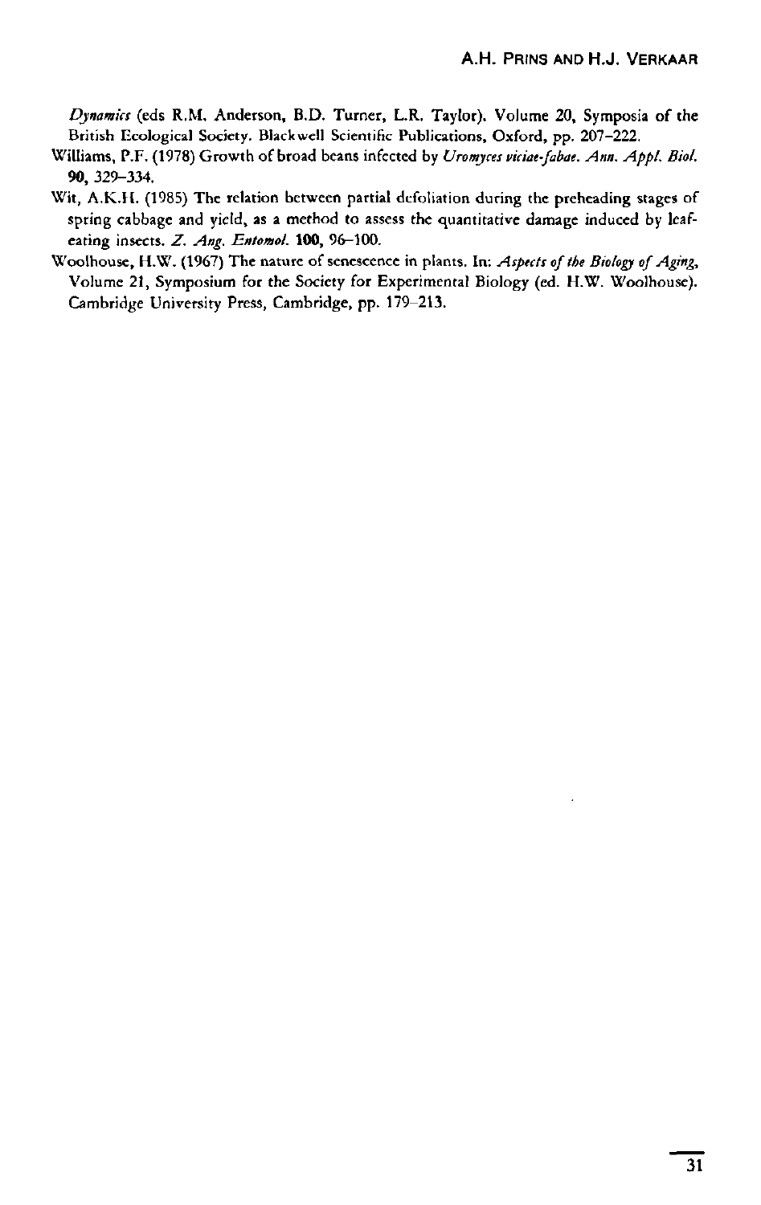*Dynamics* (eds R.M. Anderson, B.D. Turner, L.R. Taylor). Volume 20, Symposia of the British Ecological Society. Blackwell Scientific Publications, Oxford, pp. 207–222.

Williams, P.F. (1978) Growth of broad beans infected by *Uromyces viciae-fabae*. *Ann. Appl. Biol.* **90**, 329–334.

Wit, A.K.H. (1985) The relation between partial defoliation during the preheading stages of spring cabbage and yield, as a method to assess the quantitative damage induced by leaf-eating insects. *Z. Ang. Entomol.* **100**, 96–100.

Woolhouse, H.W. (1967) The nature of senescence in plants. In: *Aspects of the Biology of Aging*, Volume 21, Symposium for the Society for Experimental Biology (ed. H.W. Woolhouse). Cambridge University Press, Cambridge, pp. 179–213.